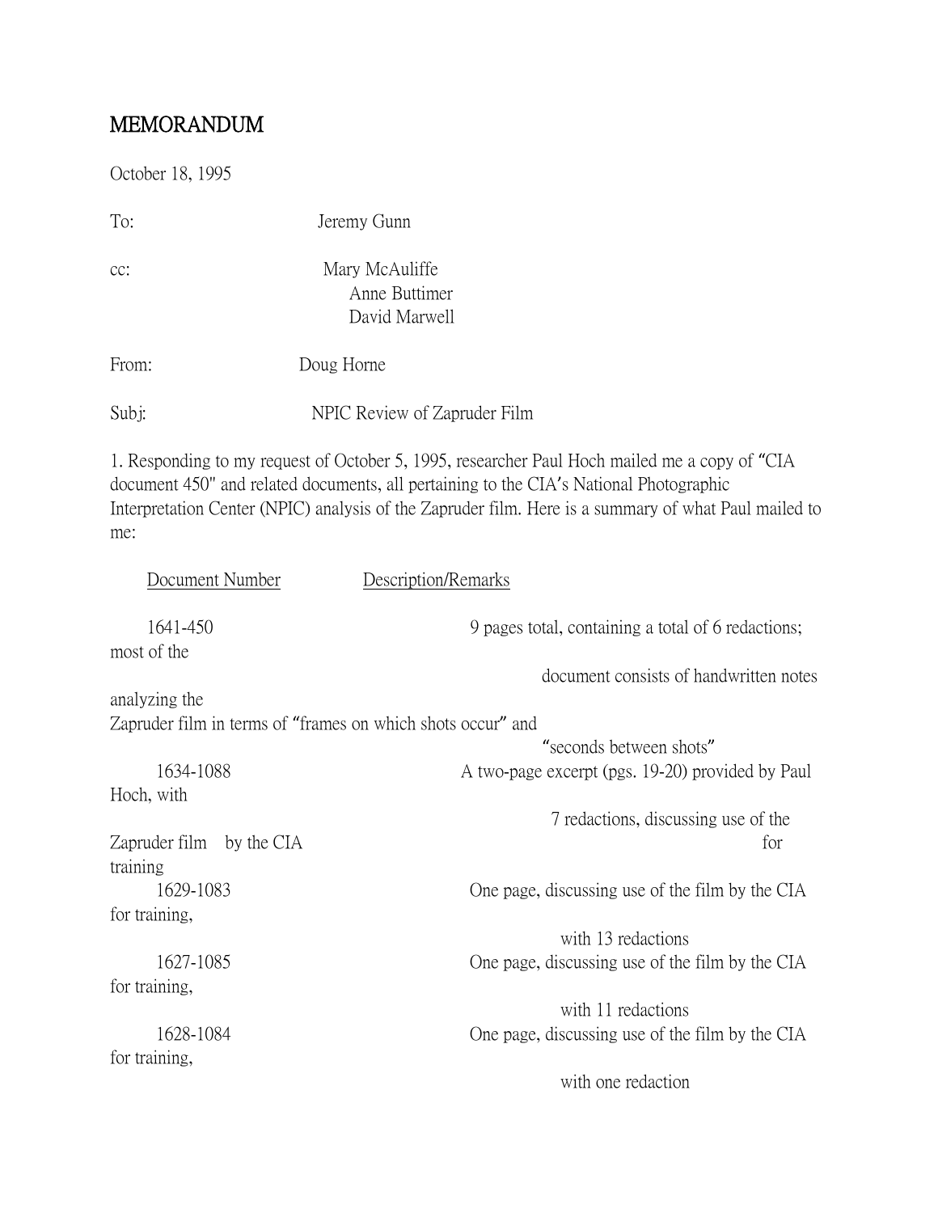# MEMORANDUM

October 18, 1995

To: Jeremy Gunn

cc: Mary McAuliffe
Anne Buttimer
David Marwell

From: Doug Horne

Subj: NPIC Review of Zapruder Film

1. Responding to my request of October 5, 1995, researcher Paul Hoch mailed me a copy of "CIA document 450" and related documents, all pertaining to the CIA's National Photographic Interpretation Center (NPIC) analysis of the Zapruder film. Here is a summary of what Paul mailed to me:

| Document Number | Description/Remarks |
| --- | --- |
| 1641-450 | 9 pages total, containing a total of 6 redactions; most of the document consists of handwritten notes analyzing the Zapruder film in terms of "frames on which shots occur" and "seconds between shots" |
| 1634-1088 | A two-page excerpt (pgs. 19-20) provided by Paul Hoch, with 7 redactions, discussing use of the Zapruder film by the CIA for training |
| 1629-1083 | One page, discussing use of the film by the CIA for training, with 13 redactions |
| 1627-1085 | One page, discussing use of the film by the CIA for training, with 11 redactions |
| 1628-1084 | One page, discussing use of the film by the CIA for training, with one redaction |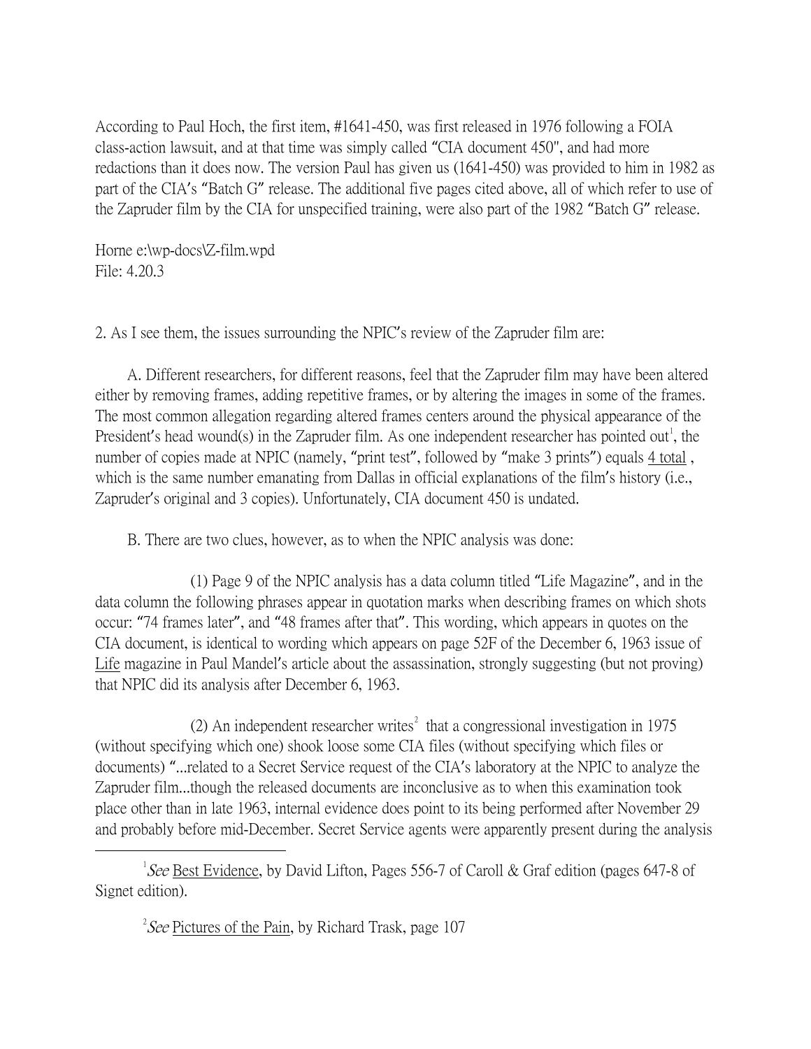According to Paul Hoch, the first item, #1641-450, was first released in 1976 following a FOIA class-action lawsuit, and at that time was simply called "CIA document 450", and had more redactions than it does now. The version Paul has given us (1641-450) was provided to him in 1982 as part of the CIA's "Batch G" release. The additional five pages cited above, all of which refer to use of the Zapruder film by the CIA for unspecified training, were also part of the 1982 "Batch G" release.

Horne e:\wp-docs\Z-film.wpd
File: 4.20.3

2. As I see them, the issues surrounding the NPIC's review of the Zapruder film are:

A. Different researchers, for different reasons, feel that the Zapruder film may have been altered either by removing frames, adding repetitive frames, or by altering the images in some of the frames. The most common allegation regarding altered frames centers around the physical appearance of the President's head wound(s) in the Zapruder film. As one independent researcher has pointed out[1], the number of copies made at NPIC (namely, "print test", followed by "make 3 prints") equals <u>4 total</u> , which is the same number emanating from Dallas in official explanations of the film's history (i.e., Zapruder's original and 3 copies). Unfortunately, CIA document 450 is undated.

B. There are two clues, however, as to when the NPIC analysis was done:

(1) Page 9 of the NPIC analysis has a data column titled "Life Magazine", and in the data column the following phrases appear in quotation marks when describing frames on which shots occur: "74 frames later", and "48 frames after that". This wording, which appears in quotes on the CIA document, is identical to wording which appears on page 52F of the December 6, 1963 issue of <u>Life</u> magazine in Paul Mandel's article about the assassination, strongly suggesting (but not proving) that NPIC did its analysis after December 6, 1963.

(2) An independent researcher writes[2] that a congressional investigation in 1975 (without specifying which one) shook loose some CIA files (without specifying which files or documents) "...related to a Secret Service request of the CIA's laboratory at the NPIC to analyze the Zapruder film...though the released documents are inconclusive as to when this examination took place other than in late 1963, internal evidence does point to its being performed after November 29 and probably before mid-December. Secret Service agents were apparently present during the analysis

---

[1] *See* <u>Best Evidence</u>, by David Lifton, Pages 556-7 of Caroll & Graf edition (pages 647-8 of Signet edition).

[2] *See* <u>Pictures of the Pain</u>, by Richard Trask, page 107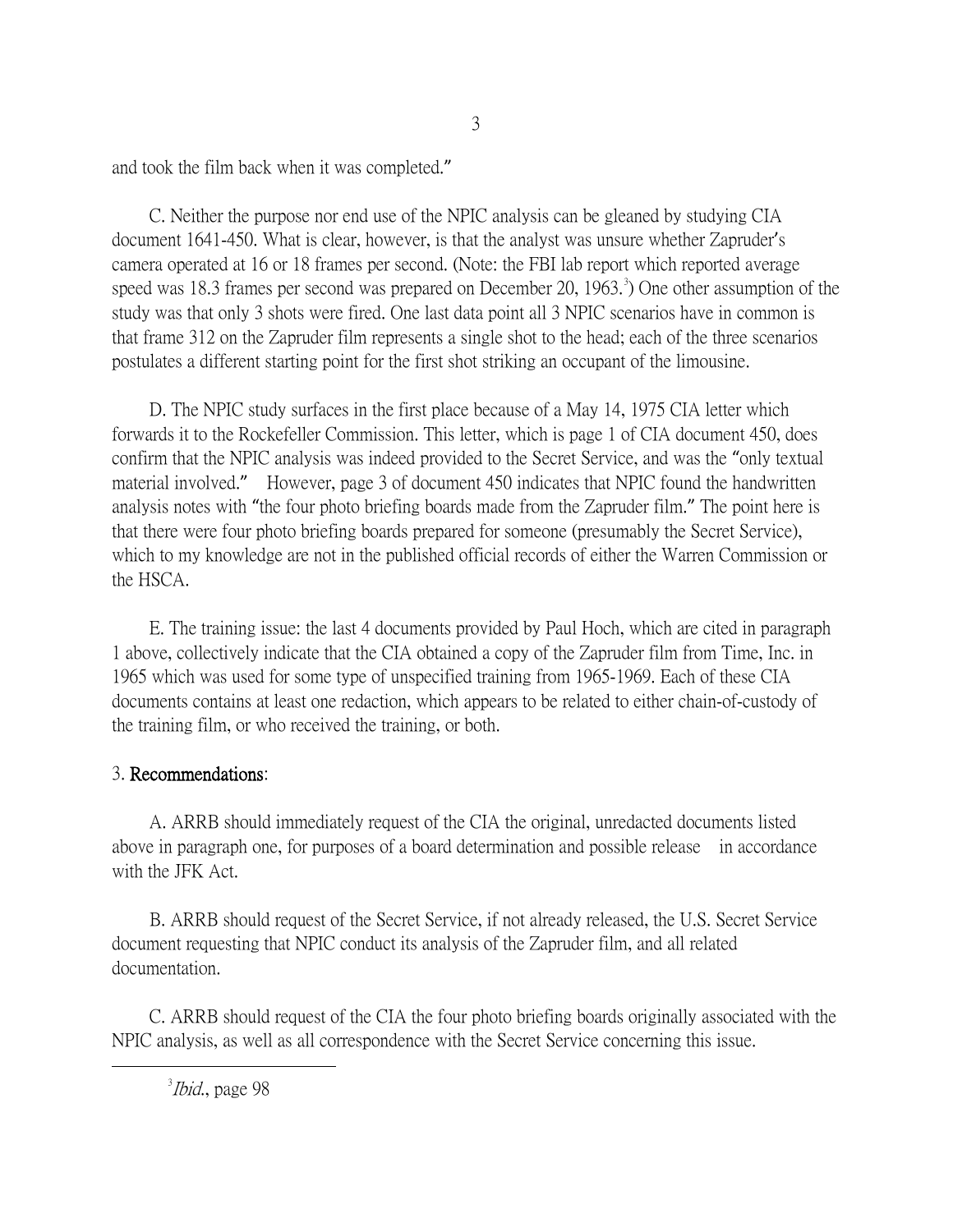and took the film back when it was completed."

C. Neither the purpose nor end use of the NPIC analysis can be gleaned by studying CIA document 1641-450. What is clear, however, is that the analyst was unsure whether Zapruder's camera operated at 16 or 18 frames per second. (Note: the FBI lab report which reported average speed was 18.3 frames per second was prepared on December 20, 1963.[3]) One other assumption of the study was that only 3 shots were fired. One last data point all 3 NPIC scenarios have in common is that frame 312 on the Zapruder film represents a single shot to the head; each of the three scenarios postulates a different starting point for the first shot striking an occupant of the limousine.

D. The NPIC study surfaces in the first place because of a May 14, 1975 CIA letter which forwards it to the Rockefeller Commission. This letter, which is page 1 of CIA document 450, does confirm that the NPIC analysis was indeed provided to the Secret Service, and was the "only textual material involved." However, page 3 of document 450 indicates that NPIC found the handwritten analysis notes with "the four photo briefing boards made from the Zapruder film." The point here is that there were four photo briefing boards prepared for someone (presumably the Secret Service), which to my knowledge are not in the published official records of either the Warren Commission or the HSCA.

E. The training issue: the last 4 documents provided by Paul Hoch, which are cited in paragraph 1 above, collectively indicate that the CIA obtained a copy of the Zapruder film from Time, Inc. in 1965 which was used for some type of unspecified training from 1965-1969. Each of these CIA documents contains at least one redaction, which appears to be related to either chain-of-custody of the training film, or who received the training, or both.

3. **Recommendations**:

A. ARRB should immediately request of the CIA the original, unredacted documents listed above in paragraph one, for purposes of a board determination and possible release in accordance with the JFK Act.

B. ARRB should request of the Secret Service, if not already released, the U.S. Secret Service document requesting that NPIC conduct its analysis of the Zapruder film, and all related documentation.

C. ARRB should request of the CIA the four photo briefing boards originally associated with the NPIC analysis, as well as all correspondence with the Secret Service concerning this issue.

[3] *Ibid.*, page 98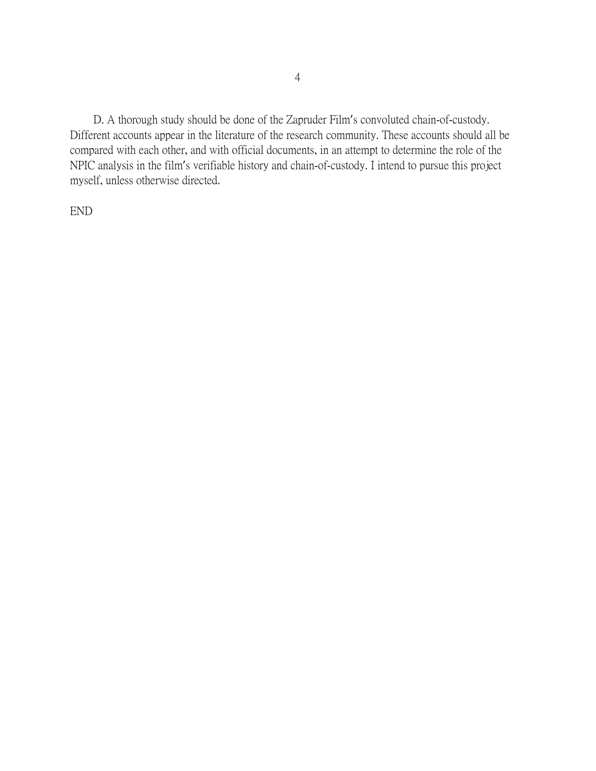D. A thorough study should be done of the Zapruder Film's convoluted chain-of-custody. Different accounts appear in the literature of the research community. These accounts should all be compared with each other, and with official documents, in an attempt to determine the role of the NPIC analysis in the film's verifiable history and chain-of-custody. I intend to pursue this project myself, unless otherwise directed.

END